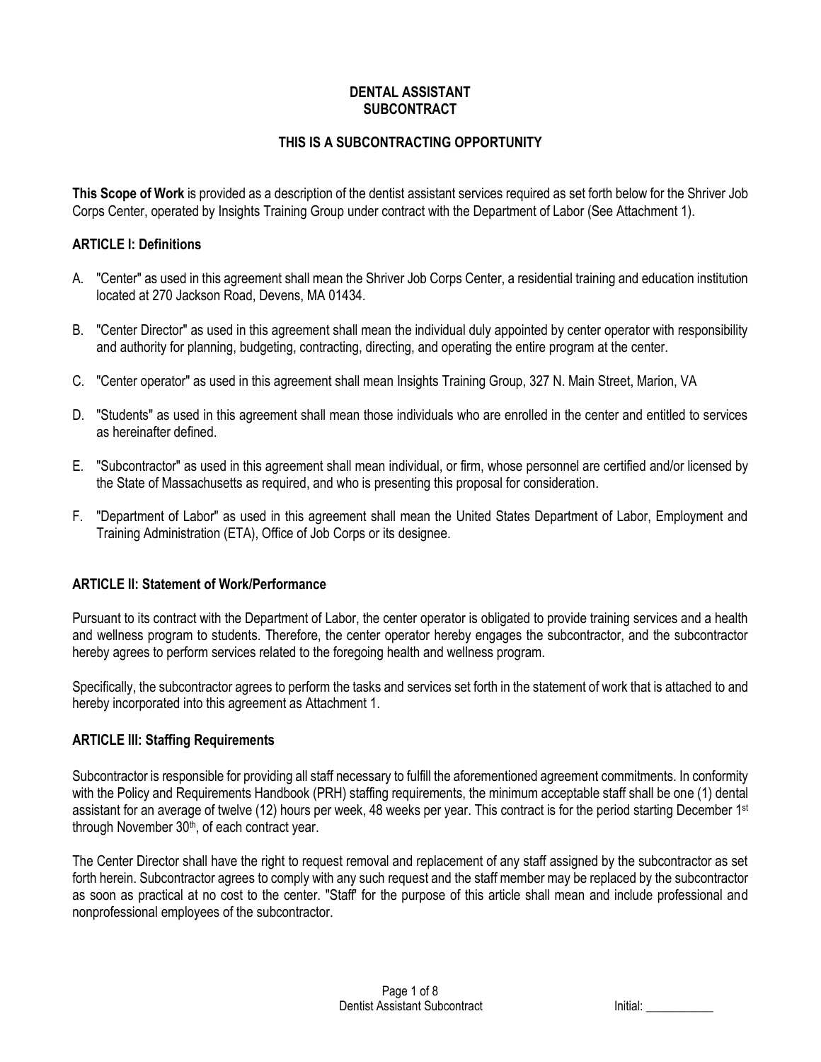# DENTAL ASSISTANT SUBCONTRACT

## THIS IS A SUBCONTRACTING OPPORTUNITY

**This Scope of Work** is provided as a description of the dentist assistant services required as set forth below for the Shriver Job Corps Center, operated by Insights Training Group under contract with the Department of Labor (See Attachment 1).

### ARTICLE I: Definitions

A. "Center" as used in this agreement shall mean the Shriver Job Corps Center, a residential training and education institution located at 270 Jackson Road, Devens, MA 01434.

B. "Center Director" as used in this agreement shall mean the individual duly appointed by center operator with responsibility and authority for planning, budgeting, contracting, directing, and operating the entire program at the center.

C. "Center operator" as used in this agreement shall mean Insights Training Group, 327 N. Main Street, Marion, VA

D. "Students" as used in this agreement shall mean those individuals who are enrolled in the center and entitled to services as hereinafter defined.

E. "Subcontractor" as used in this agreement shall mean individual, or firm, whose personnel are certified and/or licensed by the State of Massachusetts as required, and who is presenting this proposal for consideration.

F. "Department of Labor" as used in this agreement shall mean the United States Department of Labor, Employment and Training Administration (ETA), Office of Job Corps or its designee.

### ARTICLE II: Statement of Work/Performance

Pursuant to its contract with the Department of Labor, the center operator is obligated to provide training services and a health and wellness program to students. Therefore, the center operator hereby engages the subcontractor, and the subcontractor hereby agrees to perform services related to the foregoing health and wellness program.

Specifically, the subcontractor agrees to perform the tasks and services set forth in the statement of work that is attached to and hereby incorporated into this agreement as Attachment 1.

### ARTICLE III: Staffing Requirements

Subcontractor is responsible for providing all staff necessary to fulfill the aforementioned agreement commitments. In conformity with the Policy and Requirements Handbook (PRH) staffing requirements, the minimum acceptable staff shall be one (1) dental assistant for an average of twelve (12) hours per week, 48 weeks per year. This contract is for the period starting December 1st through November 30th, of each contract year.

The Center Director shall have the right to request removal and replacement of any staff assigned by the subcontractor as set forth herein. Subcontractor agrees to comply with any such request and the staff member may be replaced by the subcontractor as soon as practical at no cost to the center. "Staff" for the purpose of this article shall mean and include professional and nonprofessional employees of the subcontractor.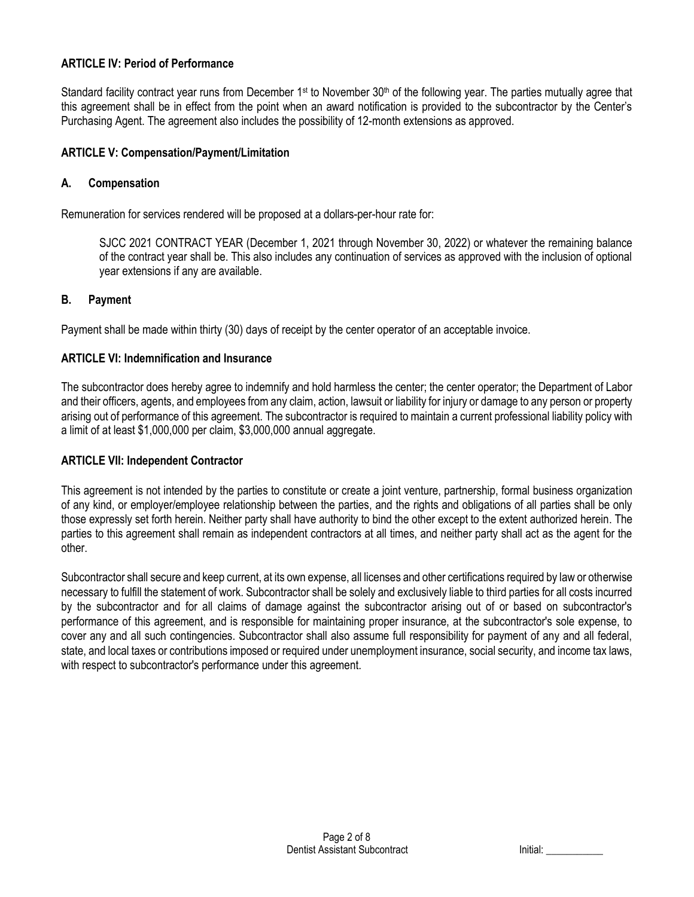## ARTICLE IV: Period of Performance

Standard facility contract year runs from December 1st to November 30th of the following year. The parties mutually agree that this agreement shall be in effect from the point when an award notification is provided to the subcontractor by the Center's Purchasing Agent. The agreement also includes the possibility of 12-month extensions as approved.

## ARTICLE V: Compensation/Payment/Limitation

### A. Compensation

Remuneration for services rendered will be proposed at a dollars-per-hour rate for:

> SJCC 2021 CONTRACT YEAR (December 1, 2021 through November 30, 2022) or whatever the remaining balance of the contract year shall be. This also includes any continuation of services as approved with the inclusion of optional year extensions if any are available.

### B. Payment

Payment shall be made within thirty (30) days of receipt by the center operator of an acceptable invoice.

## ARTICLE VI: Indemnification and Insurance

The subcontractor does hereby agree to indemnify and hold harmless the center; the center operator; the Department of Labor and their officers, agents, and employees from any claim, action, lawsuit or liability for injury or damage to any person or property arising out of performance of this agreement. The subcontractor is required to maintain a current professional liability policy with a limit of at least $1,000,000 per claim, $3,000,000 annual aggregate.

## ARTICLE VII: Independent Contractor

This agreement is not intended by the parties to constitute or create a joint venture, partnership, formal business organization of any kind, or employer/employee relationship between the parties, and the rights and obligations of all parties shall be only those expressly set forth herein. Neither party shall have authority to bind the other except to the extent authorized herein. The parties to this agreement shall remain as independent contractors at all times, and neither party shall act as the agent for the other.

Subcontractor shall secure and keep current, at its own expense, all licenses and other certifications required by law or otherwise necessary to fulfill the statement of work. Subcontractor shall be solely and exclusively liable to third parties for all costs incurred by the subcontractor and for all claims of damage against the subcontractor arising out of or based on subcontractor's performance of this agreement, and is responsible for maintaining proper insurance, at the subcontractor's sole expense, to cover any and all such contingencies. Subcontractor shall also assume full responsibility for payment of any and all federal, state, and local taxes or contributions imposed or required under unemployment insurance, social security, and income tax laws, with respect to subcontractor's performance under this agreement.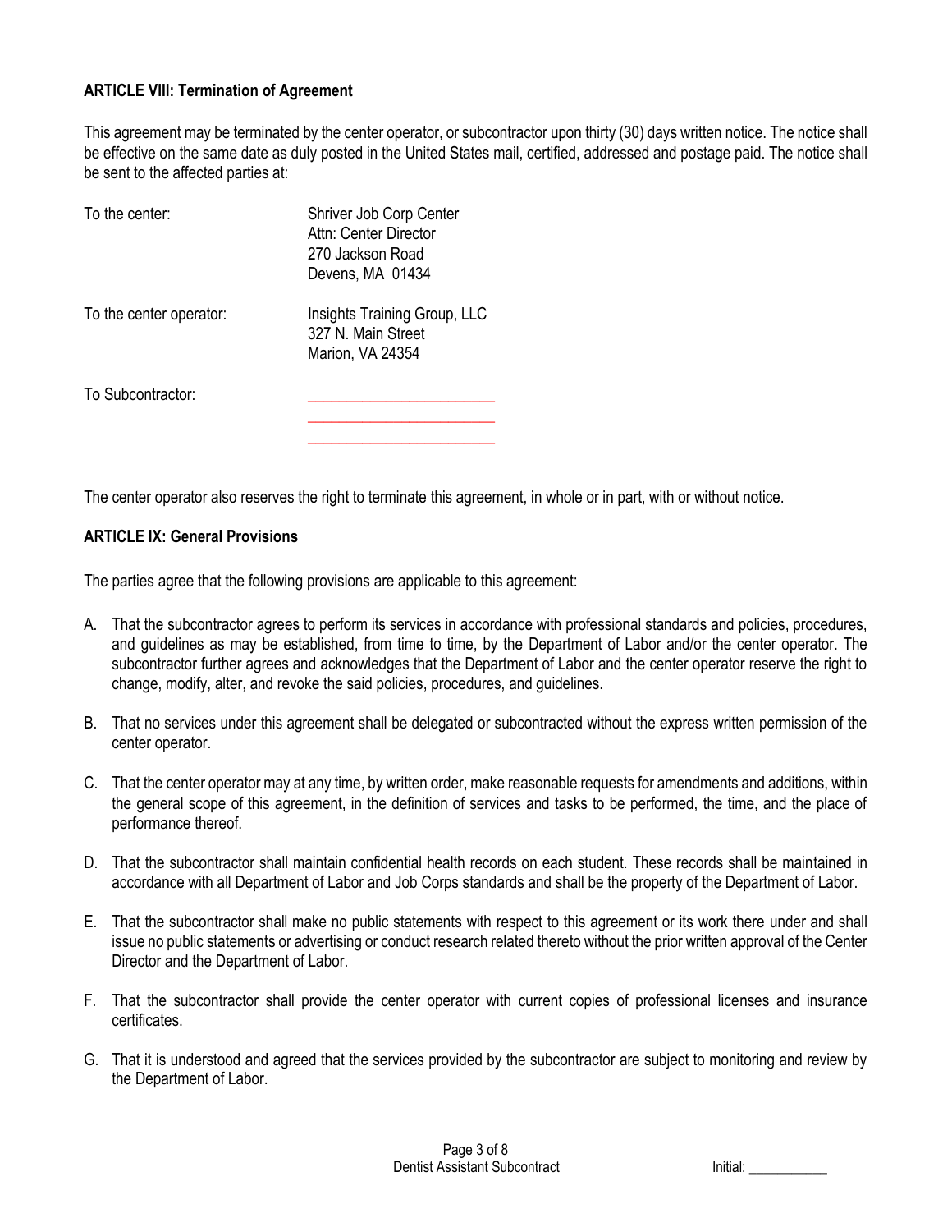**ARTICLE VIII: Termination of Agreement**

This agreement may be terminated by the center operator, or subcontractor upon thirty (30) days written notice. The notice shall be effective on the same date as duly posted in the United States mail, certified, addressed and postage paid. The notice shall be sent to the affected parties at:

| | |
|---|---|
| To the center: | Shriver Job Corp Center<br>Attn: Center Director<br>270 Jackson Road<br>Devens, MA 01434 |
| To the center operator: | Insights Training Group, LLC<br>327 N. Main Street<br>Marion, VA 24354 |
| To Subcontractor: | ______________________<br>______________________<br>______________________ |

The center operator also reserves the right to terminate this agreement, in whole or in part, with or without notice.

**ARTICLE IX: General Provisions**

The parties agree that the following provisions are applicable to this agreement:

A. That the subcontractor agrees to perform its services in accordance with professional standards and policies, procedures, and guidelines as may be established, from time to time, by the Department of Labor and/or the center operator. The subcontractor further agrees and acknowledges that the Department of Labor and the center operator reserve the right to change, modify, alter, and revoke the said policies, procedures, and guidelines.

B. That no services under this agreement shall be delegated or subcontracted without the express written permission of the center operator.

C. That the center operator may at any time, by written order, make reasonable requests for amendments and additions, within the general scope of this agreement, in the definition of services and tasks to be performed, the time, and the place of performance thereof.

D. That the subcontractor shall maintain confidential health records on each student. These records shall be maintained in accordance with all Department of Labor and Job Corps standards and shall be the property of the Department of Labor.

E. That the subcontractor shall make no public statements with respect to this agreement or its work there under and shall issue no public statements or advertising or conduct research related thereto without the prior written approval of the Center Director and the Department of Labor.

F. That the subcontractor shall provide the center operator with current copies of professional licenses and insurance certificates.

G. That it is understood and agreed that the services provided by the subcontractor are subject to monitoring and review by the Department of Labor.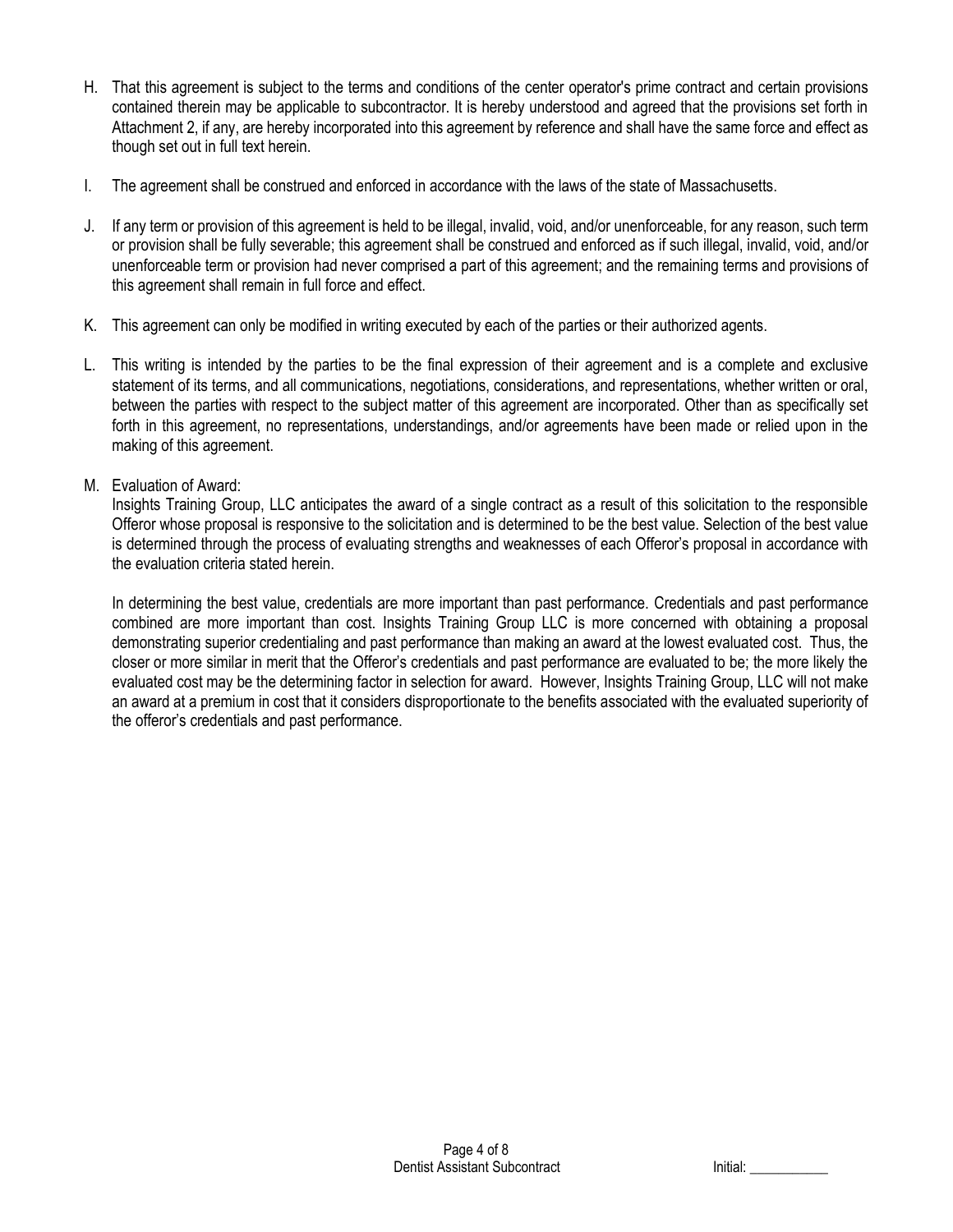H. That this agreement is subject to the terms and conditions of the center operator's prime contract and certain provisions contained therein may be applicable to subcontractor. It is hereby understood and agreed that the provisions set forth in Attachment 2, if any, are hereby incorporated into this agreement by reference and shall have the same force and effect as though set out in full text herein.

I. The agreement shall be construed and enforced in accordance with the laws of the state of Massachusetts.

J. If any term or provision of this agreement is held to be illegal, invalid, void, and/or unenforceable, for any reason, such term or provision shall be fully severable; this agreement shall be construed and enforced as if such illegal, invalid, void, and/or unenforceable term or provision had never comprised a part of this agreement; and the remaining terms and provisions of this agreement shall remain in full force and effect.

K. This agreement can only be modified in writing executed by each of the parties or their authorized agents.

L. This writing is intended by the parties to be the final expression of their agreement and is a complete and exclusive statement of its terms, and all communications, negotiations, considerations, and representations, whether written or oral, between the parties with respect to the subject matter of this agreement are incorporated. Other than as specifically set forth in this agreement, no representations, understandings, and/or agreements have been made or relied upon in the making of this agreement.

M. Evaluation of Award:

Insights Training Group, LLC anticipates the award of a single contract as a result of this solicitation to the responsible Offeror whose proposal is responsive to the solicitation and is determined to be the best value. Selection of the best value is determined through the process of evaluating strengths and weaknesses of each Offeror's proposal in accordance with the evaluation criteria stated herein.

In determining the best value, credentials are more important than past performance. Credentials and past performance combined are more important than cost. Insights Training Group LLC is more concerned with obtaining a proposal demonstrating superior credentialing and past performance than making an award at the lowest evaluated cost. Thus, the closer or more similar in merit that the Offeror's credentials and past performance are evaluated to be; the more likely the evaluated cost may be the determining factor in selection for award. However, Insights Training Group, LLC will not make an award at a premium in cost that it considers disproportionate to the benefits associated with the evaluated superiority of the offeror's credentials and past performance.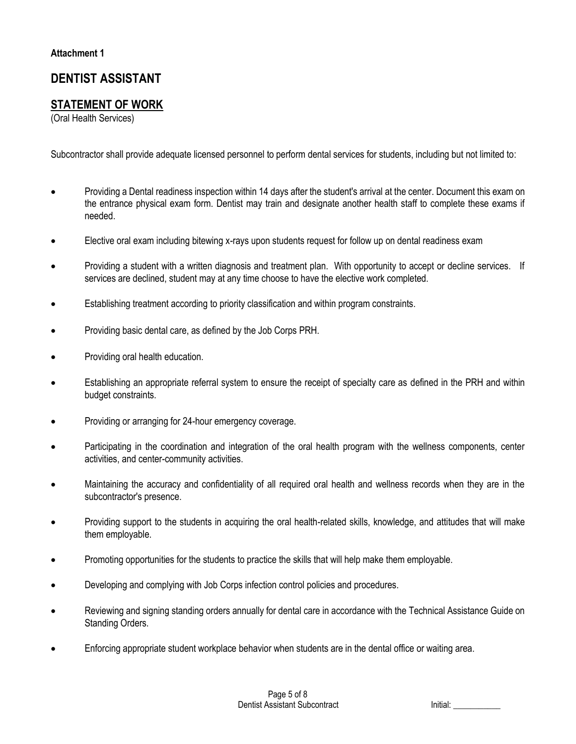**Attachment 1**

# DENTIST ASSISTANT

## STATEMENT OF WORK

(Oral Health Services)

Subcontractor shall provide adequate licensed personnel to perform dental services for students, including but not limited to:

- Providing a Dental readiness inspection within 14 days after the student's arrival at the center. Document this exam on the entrance physical exam form. Dentist may train and designate another health staff to complete these exams if needed.
- Elective oral exam including bitewing x-rays upon students request for follow up on dental readiness exam
- Providing a student with a written diagnosis and treatment plan. With opportunity to accept or decline services. If services are declined, student may at any time choose to have the elective work completed.
- Establishing treatment according to priority classification and within program constraints.
- Providing basic dental care, as defined by the Job Corps PRH.
- Providing oral health education.
- Establishing an appropriate referral system to ensure the receipt of specialty care as defined in the PRH and within budget constraints.
- Providing or arranging for 24-hour emergency coverage.
- Participating in the coordination and integration of the oral health program with the wellness components, center activities, and center-community activities.
- Maintaining the accuracy and confidentiality of all required oral health and wellness records when they are in the subcontractor's presence.
- Providing support to the students in acquiring the oral health-related skills, knowledge, and attitudes that will make them employable.
- Promoting opportunities for the students to practice the skills that will help make them employable.
- Developing and complying with Job Corps infection control policies and procedures.
- Reviewing and signing standing orders annually for dental care in accordance with the Technical Assistance Guide on Standing Orders.
- Enforcing appropriate student workplace behavior when students are in the dental office or waiting area.

Initial: ___________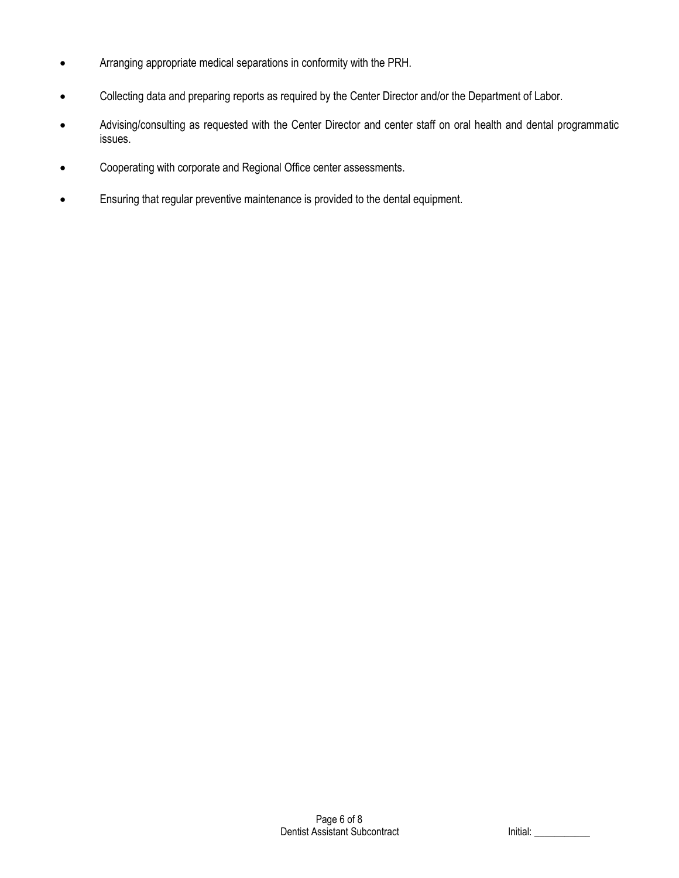- Arranging appropriate medical separations in conformity with the PRH.

- Collecting data and preparing reports as required by the Center Director and/or the Department of Labor.

- Advising/consulting as requested with the Center Director and center staff on oral health and dental programmatic issues.

- Cooperating with corporate and Regional Office center assessments.

- Ensuring that regular preventive maintenance is provided to the dental equipment.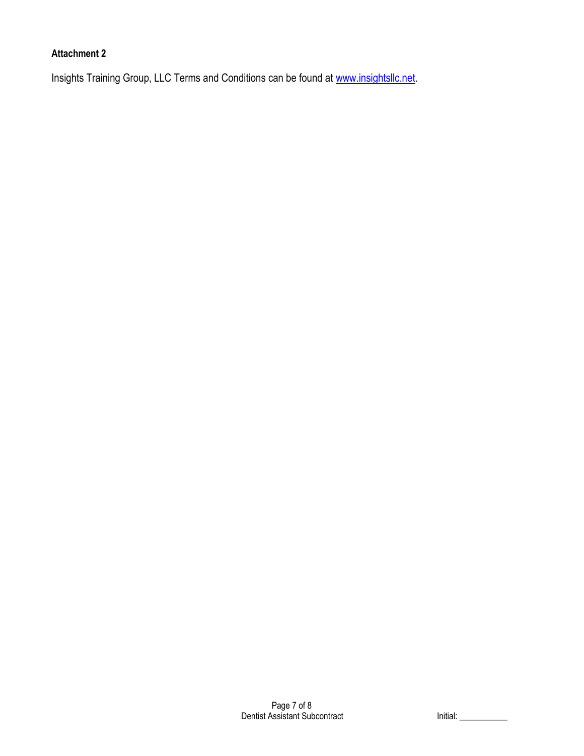**Attachment 2**

Insights Training Group, LLC Terms and Conditions can be found at [www.insightsllc.net](http://www.insightsllc.net).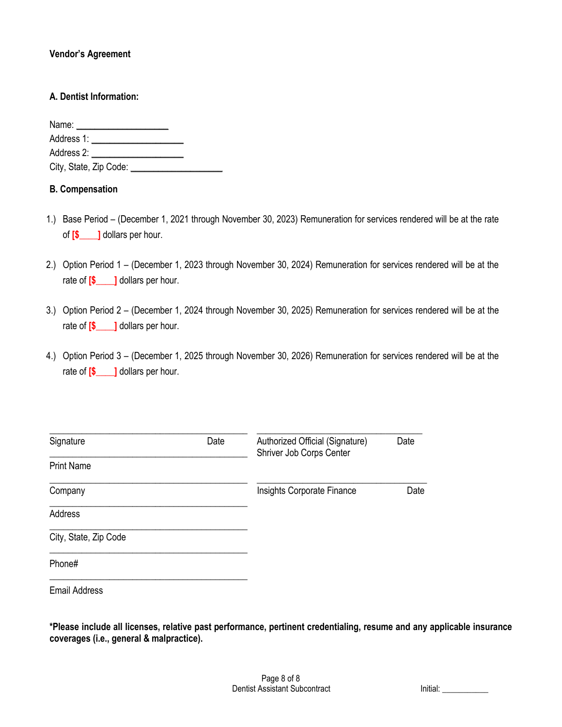**Vendor's Agreement**

**A. Dentist Information:**

Name: ___________________

Address 1: ___________________

Address 2: ___________________

City, State, Zip Code: ___________________

**B. Compensation**

1.) Base Period – (December 1, 2021 through November 30, 2023) Remuneration for services rendered will be at the rate of **[$____]** dollars per hour.

2.) Option Period 1 – (December 1, 2023 through November 30, 2024) Remuneration for services rendered will be at the rate of **[$____]** dollars per hour.

3.) Option Period 2 – (December 1, 2024 through November 30, 2025) Remuneration for services rendered will be at the rate of **[$____]** dollars per hour.

4.) Option Period 3 – (December 1, 2025 through November 30, 2026) Remuneration for services rendered will be at the rate of **[$____]** dollars per hour.

| | |
|---|---|
| ______________________________ | ______________________________ |
| Signature Date | Authorized Official (Signature) Date<br>Shriver Job Corps Center |
| ______________________________ | |
| Print Name | |
| ______________________________ | ______________________________ |
| Company | Insights Corporate Finance Date |
| ______________________________ | |
| Address | |
| ______________________________ | |
| City, State, Zip Code | |
| ______________________________ | |
| Phone# | |
| ______________________________ | |
| Email Address | |

***Please include all licenses, relative past performance, pertinent credentialing, resume and any applicable insurance coverages (i.e., general & malpractice).**

Dentist Assistant Subcontract

Initial: ___________